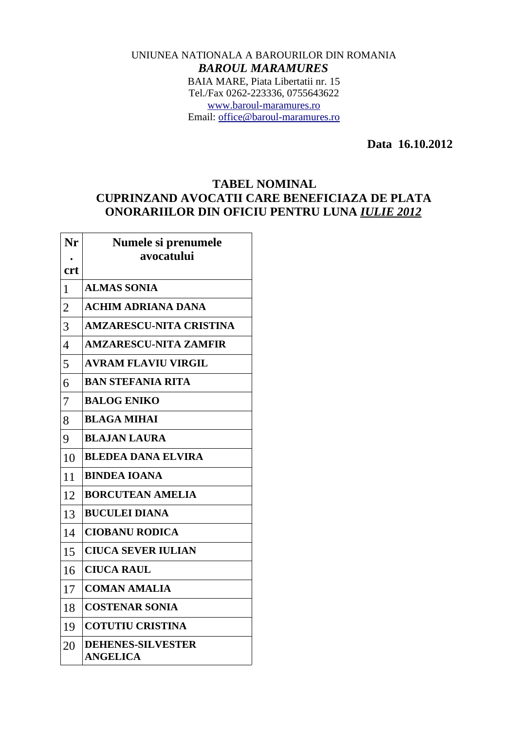UNIUNEA NATIONALA A BAROURILOR DIN ROMANIA

***BAROUL MARAMURES***

BAIA MARE, Piata Libertatii nr. 15

Tel./Fax 0262-223336, 0755643622

www.baroul-maramures.ro

Email: office@baroul-maramures.ro

**Data 16.10.2012**

## TABEL NOMINAL
## CUPRINZAND AVOCATII CARE BENEFICIAZA DE PLATA ONORARIILOR DIN OFICIU PENTRU LUNA *IULIE 2012*

| Nr. crt | Numele si prenumele avocatului |
|---|---|
| 1 | **ALMAS SONIA** |
| 2 | **ACHIM ADRIANA DANA** |
| 3 | **AMZARESCU-NITA CRISTINA** |
| 4 | **AMZARESCU-NITA ZAMFIR** |
| 5 | **AVRAM FLAVIU VIRGIL** |
| 6 | **BAN STEFANIA RITA** |
| 7 | **BALOG ENIKO** |
| 8 | **BLAGA MIHAI** |
| 9 | **BLAJAN LAURA** |
| 10 | **BLEDEA DANA ELVIRA** |
| 11 | **BINDEA IOANA** |
| 12 | **BORCUTEAN AMELIA** |
| 13 | **BUCULEI DIANA** |
| 14 | **CIOBANU RODICA** |
| 15 | **CIUCA SEVER IULIAN** |
| 16 | **CIUCA RAUL** |
| 17 | **COMAN AMALIA** |
| 18 | **COSTENAR SONIA** |
| 19 | **COTUTIU CRISTINA** |
| 20 | **DEHENES-SILVESTER ANGELICA** |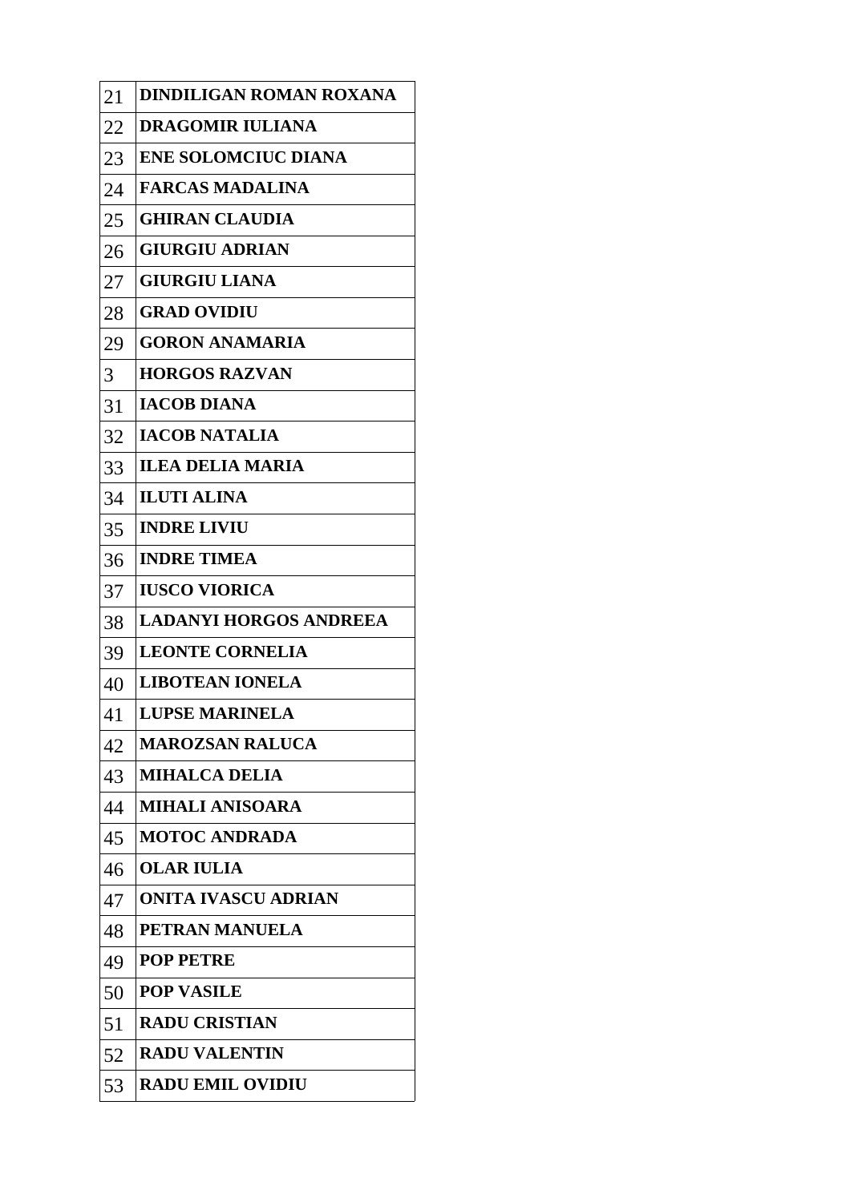| 21 | **DINDILIGAN ROMAN ROXANA** |
|---|---|
| 22 | **DRAGOMIR IULIANA** |
| 23 | **ENE SOLOMCIUC DIANA** |
| 24 | **FARCAS MADALINA** |
| 25 | **GHIRAN CLAUDIA** |
| 26 | **GIURGIU ADRIAN** |
| 27 | **GIURGIU LIANA** |
| 28 | **GRAD OVIDIU** |
| 29 | **GORON ANAMARIA** |
| 3 | **HORGOS RAZVAN** |
| 31 | **IACOB DIANA** |
| 32 | **IACOB NATALIA** |
| 33 | **ILEA DELIA MARIA** |
| 34 | **ILUTI ALINA** |
| 35 | **INDRE LIVIU** |
| 36 | **INDRE TIMEA** |
| 37 | **IUSCO VIORICA** |
| 38 | **LADANYI HORGOS ANDREEA** |
| 39 | **LEONTE CORNELIA** |
| 40 | **LIBOTEAN IONELA** |
| 41 | **LUPSE MARINELA** |
| 42 | **MAROZSAN RALUCA** |
| 43 | **MIHALCA DELIA** |
| 44 | **MIHALI ANISOARA** |
| 45 | **MOTOC ANDRADA** |
| 46 | **OLAR IULIA** |
| 47 | **ONITA IVASCU ADRIAN** |
| 48 | **PETRAN MANUELA** |
| 49 | **POP PETRE** |
| 50 | **POP VASILE** |
| 51 | **RADU CRISTIAN** |
| 52 | **RADU VALENTIN** |
| 53 | **RADU EMIL OVIDIU** |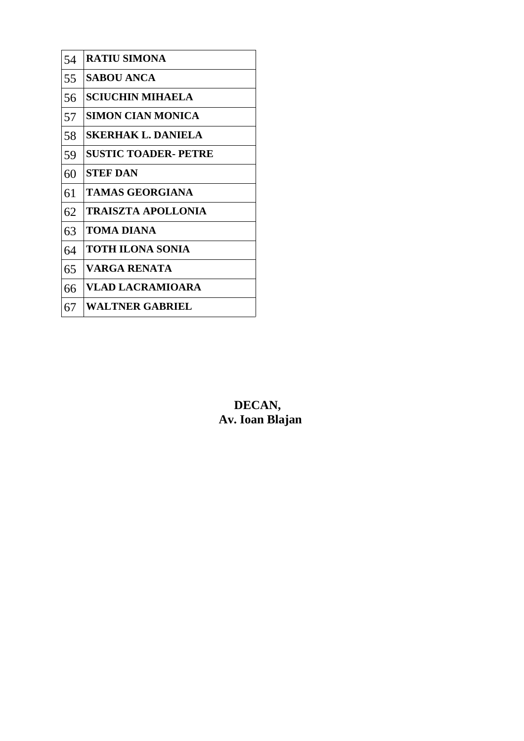| | |
|---|---|
| 54 | **RATIU SIMONA** |
| 55 | **SABOU ANCA** |
| 56 | **SCIUCHIN MIHAELA** |
| 57 | **SIMON CIAN MONICA** |
| 58 | **SKERHAK L. DANIELA** |
| 59 | **SUSTIC TOADER- PETRE** |
| 60 | **STEF DAN** |
| 61 | **TAMAS GEORGIANA** |
| 62 | **TRAISZTA APOLLONIA** |
| 63 | **TOMA DIANA** |
| 64 | **TOTH ILONA SONIA** |
| 65 | **VARGA RENATA** |
| 66 | **VLAD LACRAMIOARA** |
| 67 | **WALTNER GABRIEL** |

**DECAN,**
**Av. Ioan Blajan**